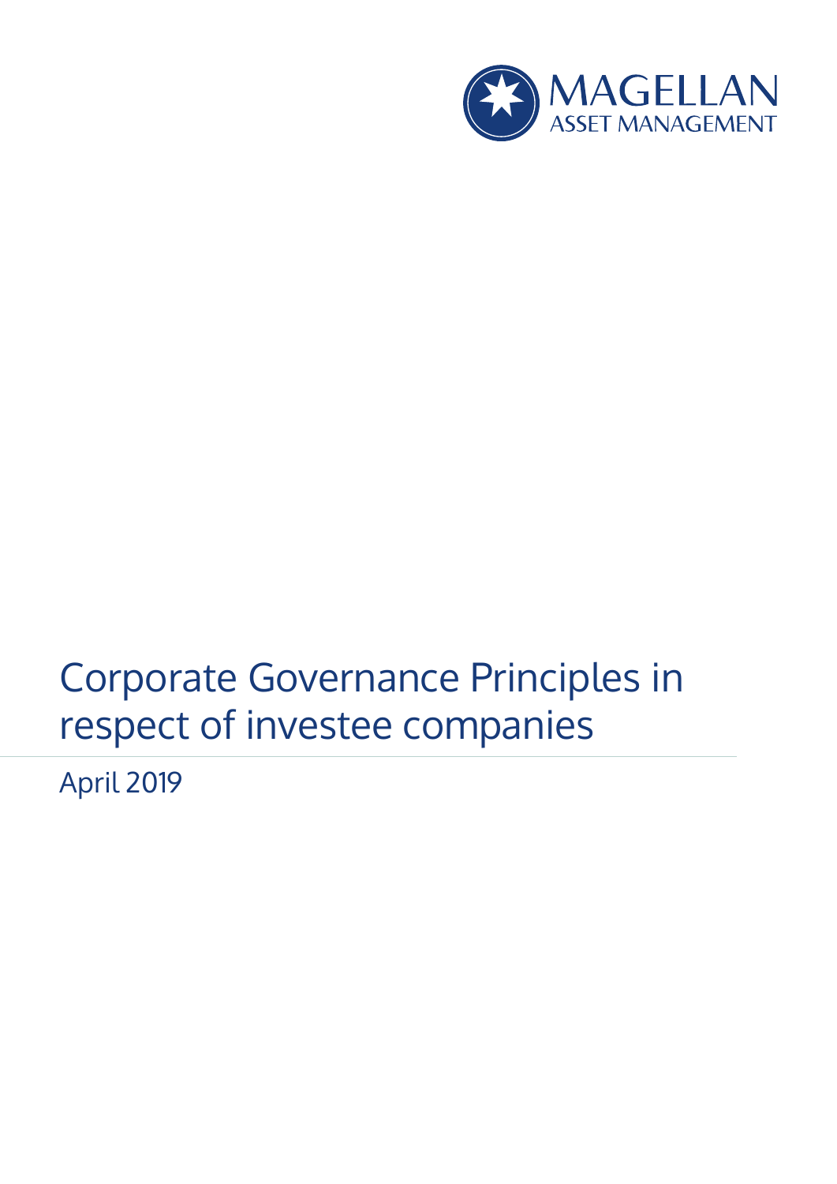MAGELLAN
ASSET MANAGEMENT

# Corporate Governance Principles in respect of investee companies

April 2019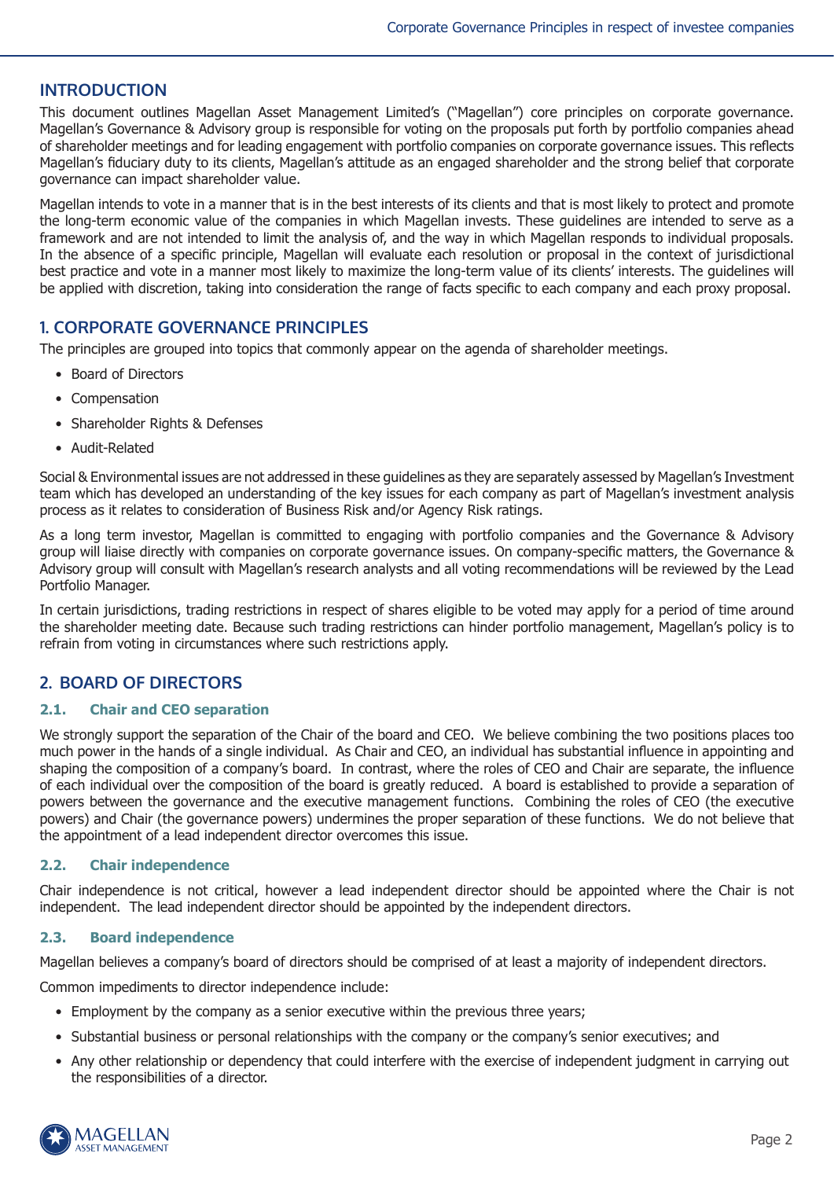## INTRODUCTION

This document outlines Magellan Asset Management Limited's ("Magellan") core principles on corporate governance. Magellan's Governance & Advisory group is responsible for voting on the proposals put forth by portfolio companies ahead of shareholder meetings and for leading engagement with portfolio companies on corporate governance issues. This reflects Magellan's fiduciary duty to its clients, Magellan's attitude as an engaged shareholder and the strong belief that corporate governance can impact shareholder value.

Magellan intends to vote in a manner that is in the best interests of its clients and that is most likely to protect and promote the long-term economic value of the companies in which Magellan invests. These guidelines are intended to serve as a framework and are not intended to limit the analysis of, and the way in which Magellan responds to individual proposals. In the absence of a specific principle, Magellan will evaluate each resolution or proposal in the context of jurisdictional best practice and vote in a manner most likely to maximize the long-term value of its clients' interests. The guidelines will be applied with discretion, taking into consideration the range of facts specific to each company and each proxy proposal.

## 1. CORPORATE GOVERNANCE PRINCIPLES

The principles are grouped into topics that commonly appear on the agenda of shareholder meetings.

- Board of Directors
- Compensation
- Shareholder Rights & Defenses
- Audit-Related

Social & Environmental issues are not addressed in these guidelines as they are separately assessed by Magellan's Investment team which has developed an understanding of the key issues for each company as part of Magellan's investment analysis process as it relates to consideration of Business Risk and/or Agency Risk ratings.

As a long term investor, Magellan is committed to engaging with portfolio companies and the Governance & Advisory group will liaise directly with companies on corporate governance issues. On company-specific matters, the Governance & Advisory group will consult with Magellan's research analysts and all voting recommendations will be reviewed by the Lead Portfolio Manager.

In certain jurisdictions, trading restrictions in respect of shares eligible to be voted may apply for a period of time around the shareholder meeting date. Because such trading restrictions can hinder portfolio management, Magellan's policy is to refrain from voting in circumstances where such restrictions apply.

## 2. BOARD OF DIRECTORS

### 2.1. Chair and CEO separation

We strongly support the separation of the Chair of the board and CEO. We believe combining the two positions places too much power in the hands of a single individual. As Chair and CEO, an individual has substantial influence in appointing and shaping the composition of a company's board. In contrast, where the roles of CEO and Chair are separate, the influence of each individual over the composition of the board is greatly reduced. A board is established to provide a separation of powers between the governance and the executive management functions. Combining the roles of CEO (the executive powers) and Chair (the governance powers) undermines the proper separation of these functions. We do not believe that the appointment of a lead independent director overcomes this issue.

### 2.2. Chair independence

Chair independence is not critical, however a lead independent director should be appointed where the Chair is not independent. The lead independent director should be appointed by the independent directors.

### 2.3. Board independence

Magellan believes a company's board of directors should be comprised of at least a majority of independent directors.

Common impediments to director independence include:

- Employment by the company as a senior executive within the previous three years;
- Substantial business or personal relationships with the company or the company's senior executives; and
- Any other relationship or dependency that could interfere with the exercise of independent judgment in carrying out the responsibilities of a director.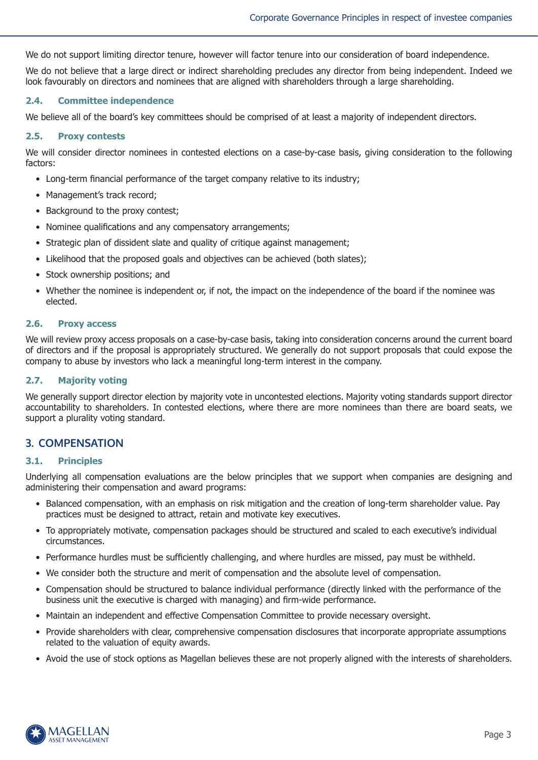We do not support limiting director tenure, however will factor tenure into our consideration of board independence.

We do not believe that a large direct or indirect shareholding precludes any director from being independent. Indeed we look favourably on directors and nominees that are aligned with shareholders through a large shareholding.

### 2.4. Committee independence

We believe all of the board's key committees should be comprised of at least a majority of independent directors.

### 2.5. Proxy contests

We will consider director nominees in contested elections on a case-by-case basis, giving consideration to the following factors:

- Long-term financial performance of the target company relative to its industry;
- Management's track record;
- Background to the proxy contest;
- Nominee qualifications and any compensatory arrangements;
- Strategic plan of dissident slate and quality of critique against management;
- Likelihood that the proposed goals and objectives can be achieved (both slates);
- Stock ownership positions; and
- Whether the nominee is independent or, if not, the impact on the independence of the board if the nominee was elected.

### 2.6. Proxy access

We will review proxy access proposals on a case-by-case basis, taking into consideration concerns around the current board of directors and if the proposal is appropriately structured. We generally do not support proposals that could expose the company to abuse by investors who lack a meaningful long-term interest in the company.

### 2.7. Majority voting

We generally support director election by majority vote in uncontested elections. Majority voting standards support director accountability to shareholders. In contested elections, where there are more nominees than there are board seats, we support a plurality voting standard.

## 3. COMPENSATION

### 3.1. Principles

Underlying all compensation evaluations are the below principles that we support when companies are designing and administering their compensation and award programs:

- Balanced compensation, with an emphasis on risk mitigation and the creation of long-term shareholder value. Pay practices must be designed to attract, retain and motivate key executives.
- To appropriately motivate, compensation packages should be structured and scaled to each executive's individual circumstances.
- Performance hurdles must be sufficiently challenging, and where hurdles are missed, pay must be withheld.
- We consider both the structure and merit of compensation and the absolute level of compensation.
- Compensation should be structured to balance individual performance (directly linked with the performance of the business unit the executive is charged with managing) and firm-wide performance.
- Maintain an independent and effective Compensation Committee to provide necessary oversight.
- Provide shareholders with clear, comprehensive compensation disclosures that incorporate appropriate assumptions related to the valuation of equity awards.
- Avoid the use of stock options as Magellan believes these are not properly aligned with the interests of shareholders.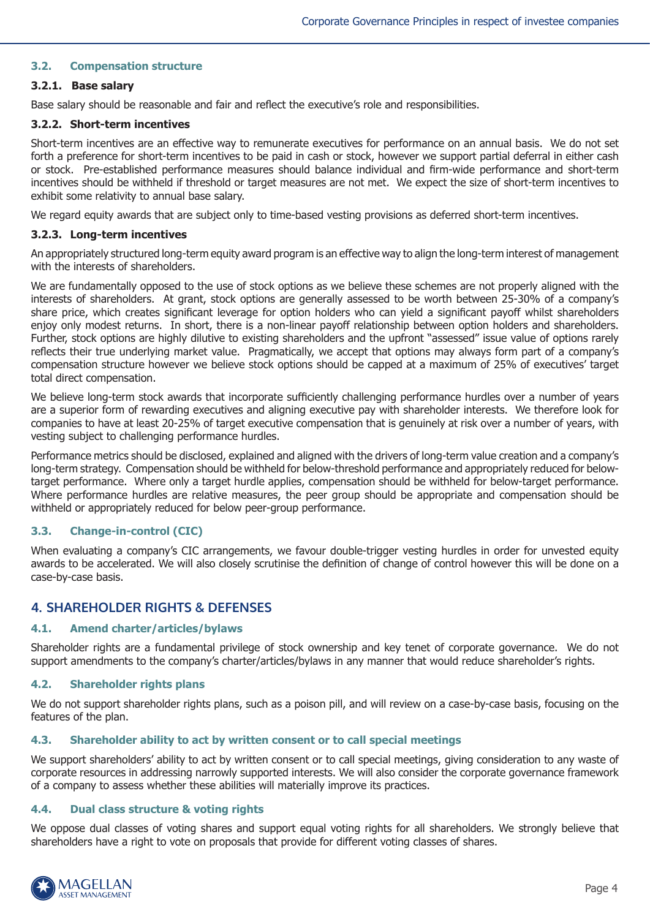### 3.2. Compensation structure

#### 3.2.1. Base salary

Base salary should be reasonable and fair and reflect the executive's role and responsibilities.

#### 3.2.2. Short-term incentives

Short-term incentives are an effective way to remunerate executives for performance on an annual basis. We do not set forth a preference for short-term incentives to be paid in cash or stock, however we support partial deferral in either cash or stock. Pre-established performance measures should balance individual and firm-wide performance and short-term incentives should be withheld if threshold or target measures are not met. We expect the size of short-term incentives to exhibit some relativity to annual base salary.

We regard equity awards that are subject only to time-based vesting provisions as deferred short-term incentives.

#### 3.2.3. Long-term incentives

An appropriately structured long-term equity award program is an effective way to align the long-term interest of management with the interests of shareholders.

We are fundamentally opposed to the use of stock options as we believe these schemes are not properly aligned with the interests of shareholders. At grant, stock options are generally assessed to be worth between 25-30% of a company's share price, which creates significant leverage for option holders who can yield a significant payoff whilst shareholders enjoy only modest returns. In short, there is a non-linear payoff relationship between option holders and shareholders. Further, stock options are highly dilutive to existing shareholders and the upfront "assessed" issue value of options rarely reflects their true underlying market value. Pragmatically, we accept that options may always form part of a company's compensation structure however we believe stock options should be capped at a maximum of 25% of executives' target total direct compensation.

We believe long-term stock awards that incorporate sufficiently challenging performance hurdles over a number of years are a superior form of rewarding executives and aligning executive pay with shareholder interests. We therefore look for companies to have at least 20-25% of target executive compensation that is genuinely at risk over a number of years, with vesting subject to challenging performance hurdles.

Performance metrics should be disclosed, explained and aligned with the drivers of long-term value creation and a company's long-term strategy. Compensation should be withheld for below-threshold performance and appropriately reduced for below-target performance. Where only a target hurdle applies, compensation should be withheld for below-target performance. Where performance hurdles are relative measures, the peer group should be appropriate and compensation should be withheld or appropriately reduced for below peer-group performance.

### 3.3. Change-in-control (CIC)

When evaluating a company's CIC arrangements, we favour double-trigger vesting hurdles in order for unvested equity awards to be accelerated. We will also closely scrutinise the definition of change of control however this will be done on a case-by-case basis.

## 4. SHAREHOLDER RIGHTS & DEFENSES

### 4.1. Amend charter/articles/bylaws

Shareholder rights are a fundamental privilege of stock ownership and key tenet of corporate governance. We do not support amendments to the company's charter/articles/bylaws in any manner that would reduce shareholder's rights.

### 4.2. Shareholder rights plans

We do not support shareholder rights plans, such as a poison pill, and will review on a case-by-case basis, focusing on the features of the plan.

### 4.3. Shareholder ability to act by written consent or to call special meetings

We support shareholders' ability to act by written consent or to call special meetings, giving consideration to any waste of corporate resources in addressing narrowly supported interests. We will also consider the corporate governance framework of a company to assess whether these abilities will materially improve its practices.

### 4.4. Dual class structure & voting rights

We oppose dual classes of voting shares and support equal voting rights for all shareholders. We strongly believe that shareholders have a right to vote on proposals that provide for different voting classes of shares.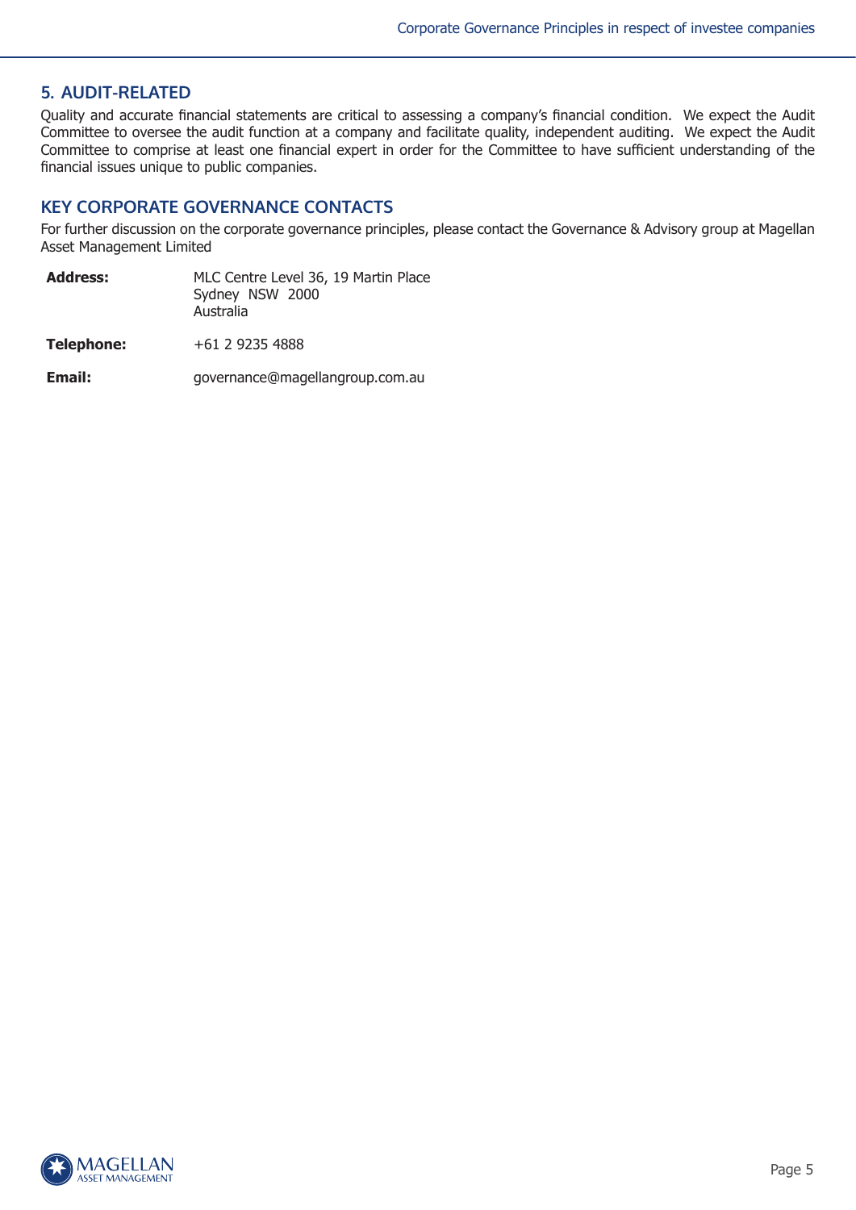## 5. AUDIT-RELATED

Quality and accurate financial statements are critical to assessing a company's financial condition. We expect the Audit Committee to oversee the audit function at a company and facilitate quality, independent auditing. We expect the Audit Committee to comprise at least one financial expert in order for the Committee to have sufficient understanding of the financial issues unique to public companies.

## KEY CORPORATE GOVERNANCE CONTACTS

For further discussion on the corporate governance principles, please contact the Governance & Advisory group at Magellan Asset Management Limited

| | |
|---|---|
| **Address:** | MLC Centre Level 36, 19 Martin Place<br>Sydney NSW 2000<br>Australia |
| **Telephone:** | +61 2 9235 4888 |
| **Email:** | governance@magellangroup.com.au |